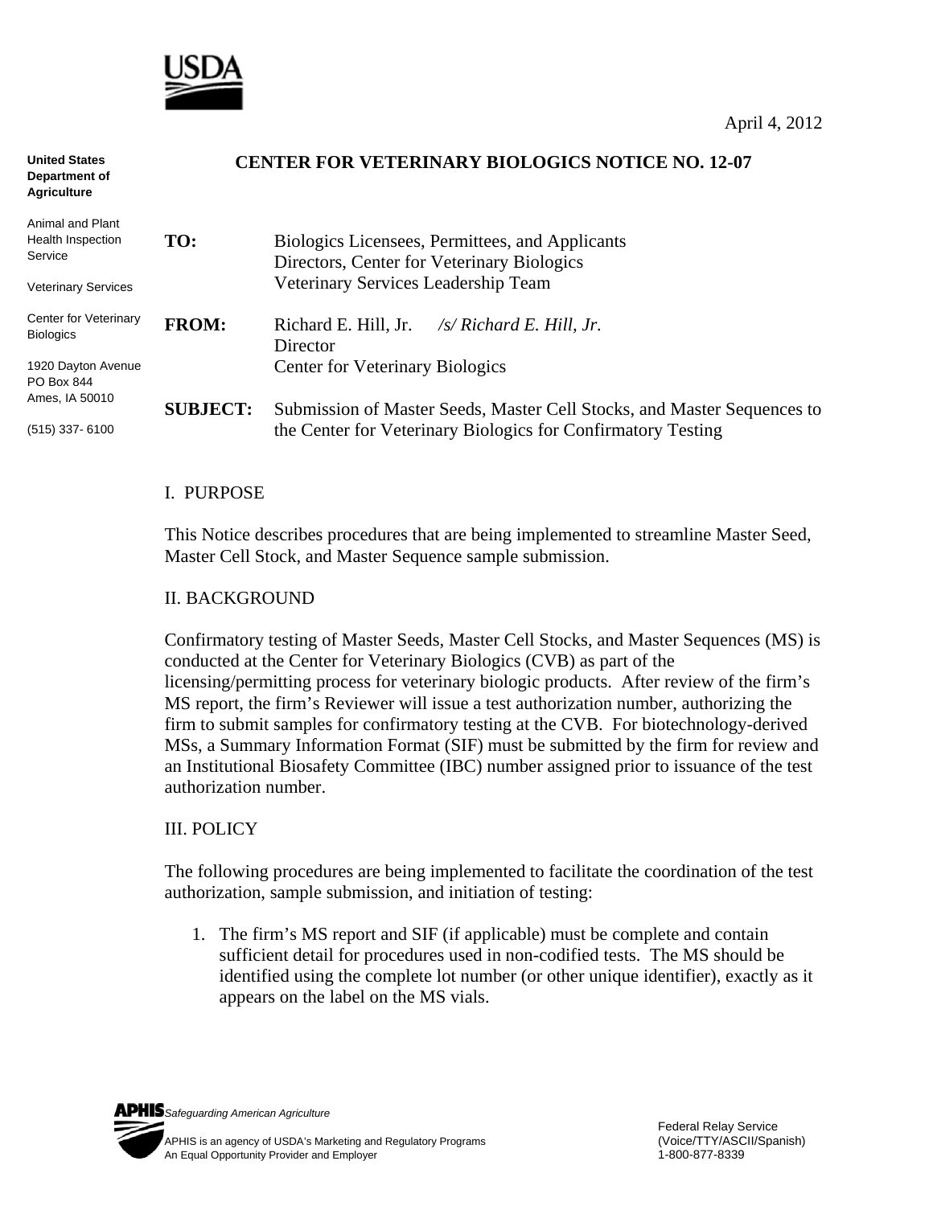April 4, 2012

**United States Department of Agriculture**

Animal and Plant Health Inspection Service

Veterinary Services

Center for Veterinary Biologics

1920 Dayton Avenue
PO Box 844
Ames, IA 50010

(515) 337- 6100

# CENTER FOR VETERINARY BIOLOGICS NOTICE NO. 12-07

**TO:** Biologics Licensees, Permittees, and Applicants
Directors, Center for Veterinary Biologics
Veterinary Services Leadership Team

**FROM:** Richard E. Hill, Jr. */s/ Richard E. Hill, Jr.*
Director
Center for Veterinary Biologics

**SUBJECT:** Submission of Master Seeds, Master Cell Stocks, and Master Sequences to the Center for Veterinary Biologics for Confirmatory Testing

## I. PURPOSE

This Notice describes procedures that are being implemented to streamline Master Seed, Master Cell Stock, and Master Sequence sample submission.

## II. BACKGROUND

Confirmatory testing of Master Seeds, Master Cell Stocks, and Master Sequences (MS) is conducted at the Center for Veterinary Biologics (CVB) as part of the licensing/permitting process for veterinary biologic products. After review of the firm's MS report, the firm's Reviewer will issue a test authorization number, authorizing the firm to submit samples for confirmatory testing at the CVB. For biotechnology-derived MSs, a Summary Information Format (SIF) must be submitted by the firm for review and an Institutional Biosafety Committee (IBC) number assigned prior to issuance of the test authorization number.

## III. POLICY

The following procedures are being implemented to facilitate the coordination of the test authorization, sample submission, and initiation of testing:

1. The firm's MS report and SIF (if applicable) must be complete and contain sufficient detail for procedures used in non-codified tests. The MS should be identified using the complete lot number (or other unique identifier), exactly as it appears on the label on the MS vials.

**APHIS** *Safeguarding American Agriculture*

APHIS is an agency of USDA's Marketing and Regulatory Programs
An Equal Opportunity Provider and Employer

Federal Relay Service
(Voice/TTY/ASCII/Spanish)
1-800-877-8339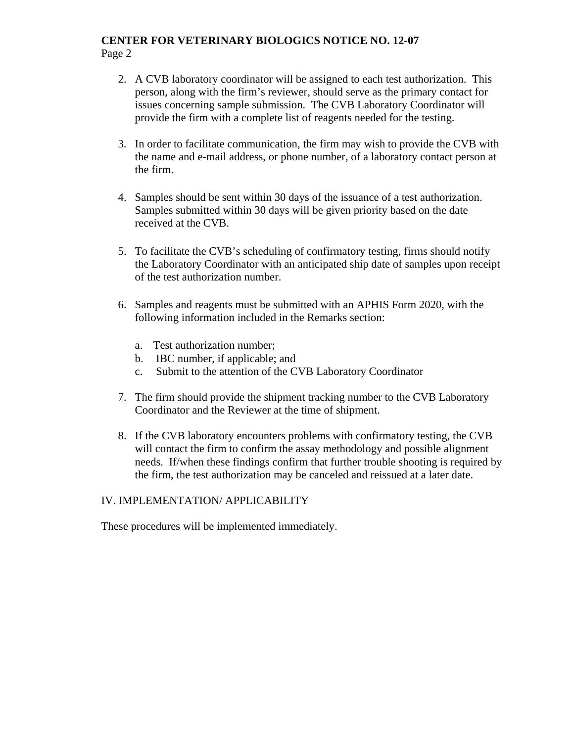2. A CVB laboratory coordinator will be assigned to each test authorization. This person, along with the firm's reviewer, should serve as the primary contact for issues concerning sample submission. The CVB Laboratory Coordinator will provide the firm with a complete list of reagents needed for the testing.

3. In order to facilitate communication, the firm may wish to provide the CVB with the name and e-mail address, or phone number, of a laboratory contact person at the firm.

4. Samples should be sent within 30 days of the issuance of a test authorization. Samples submitted within 30 days will be given priority based on the date received at the CVB.

5. To facilitate the CVB's scheduling of confirmatory testing, firms should notify the Laboratory Coordinator with an anticipated ship date of samples upon receipt of the test authorization number.

6. Samples and reagents must be submitted with an APHIS Form 2020, with the following information included in the Remarks section:

   a. Test authorization number;
   b. IBC number, if applicable; and
   c. Submit to the attention of the CVB Laboratory Coordinator

7. The firm should provide the shipment tracking number to the CVB Laboratory Coordinator and the Reviewer at the time of shipment.

8. If the CVB laboratory encounters problems with confirmatory testing, the CVB will contact the firm to confirm the assay methodology and possible alignment needs. If/when these findings confirm that further trouble shooting is required by the firm, the test authorization may be canceled and reissued at a later date.

## IV. IMPLEMENTATION/ APPLICABILITY

These procedures will be implemented immediately.